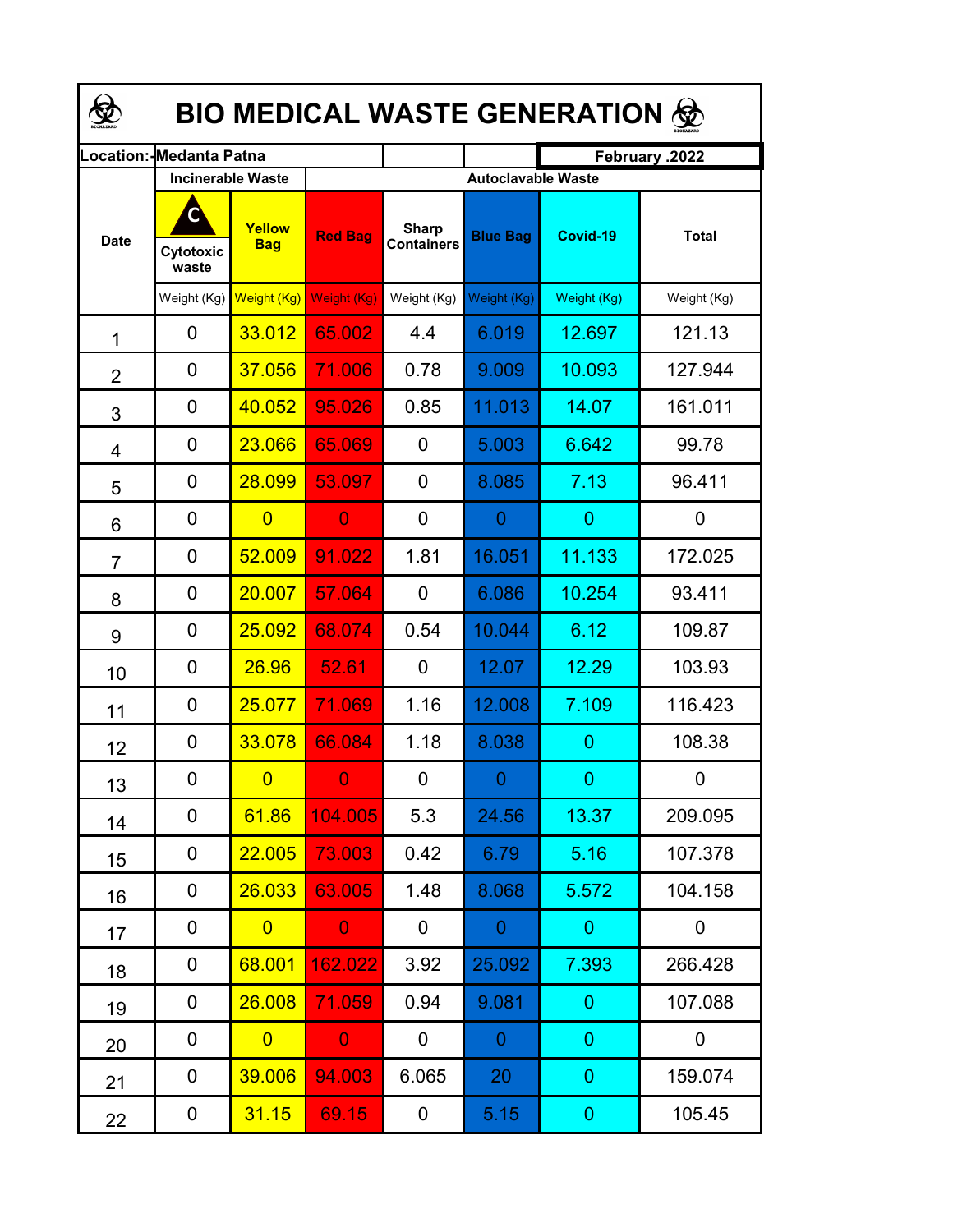# BIO MEDICAL WASTE GENERATION

| Location:-Medanta Patna | | | | | February .2022 | | |
|---|---|---|---|---|---|---|---|
| Date | Incinerable Waste | | Autoclavable Waste | | | | |
| | C Cytotoxic waste | Yellow Bag | Red Bag | Sharp Containers | Blue Bag | Covid-19 | Total |
| | Weight (Kg) | Weight (Kg) | Weight (Kg) | Weight (Kg) | Weight (Kg) | Weight (Kg) | Weight (Kg) |
| 1 | 0 | 33.012 | 65.002 | 4.4 | 6.019 | 12.697 | 121.13 |
| 2 | 0 | 37.056 | 71.006 | 0.78 | 9.009 | 10.093 | 127.944 |
| 3 | 0 | 40.052 | 95.026 | 0.85 | 11.013 | 14.07 | 161.011 |
| 4 | 0 | 23.066 | 65.069 | 0 | 5.003 | 6.642 | 99.78 |
| 5 | 0 | 28.099 | 53.097 | 0 | 8.085 | 7.13 | 96.411 |
| 6 | 0 | 0 | 0 | 0 | 0 | 0 | 0 |
| 7 | 0 | 52.009 | 91.022 | 1.81 | 16.051 | 11.133 | 172.025 |
| 8 | 0 | 20.007 | 57.064 | 0 | 6.086 | 10.254 | 93.411 |
| 9 | 0 | 25.092 | 68.074 | 0.54 | 10.044 | 6.12 | 109.87 |
| 10 | 0 | 26.96 | 52.61 | 0 | 12.07 | 12.29 | 103.93 |
| 11 | 0 | 25.077 | 71.069 | 1.16 | 12.008 | 7.109 | 116.423 |
| 12 | 0 | 33.078 | 66.084 | 1.18 | 8.038 | 0 | 108.38 |
| 13 | 0 | 0 | 0 | 0 | 0 | 0 | 0 |
| 14 | 0 | 61.86 | 104.005 | 5.3 | 24.56 | 13.37 | 209.095 |
| 15 | 0 | 22.005 | 73.003 | 0.42 | 6.79 | 5.16 | 107.378 |
| 16 | 0 | 26.033 | 63.005 | 1.48 | 8.068 | 5.572 | 104.158 |
| 17 | 0 | 0 | 0 | 0 | 0 | 0 | 0 |
| 18 | 0 | 68.001 | 162.022 | 3.92 | 25.092 | 7.393 | 266.428 |
| 19 | 0 | 26.008 | 71.059 | 0.94 | 9.081 | 0 | 107.088 |
| 20 | 0 | 0 | 0 | 0 | 0 | 0 | 0 |
| 21 | 0 | 39.006 | 94.003 | 6.065 | 20 | 0 | 159.074 |
| 22 | 0 | 31.15 | 69.15 | 0 | 5.15 | 0 | 105.45 |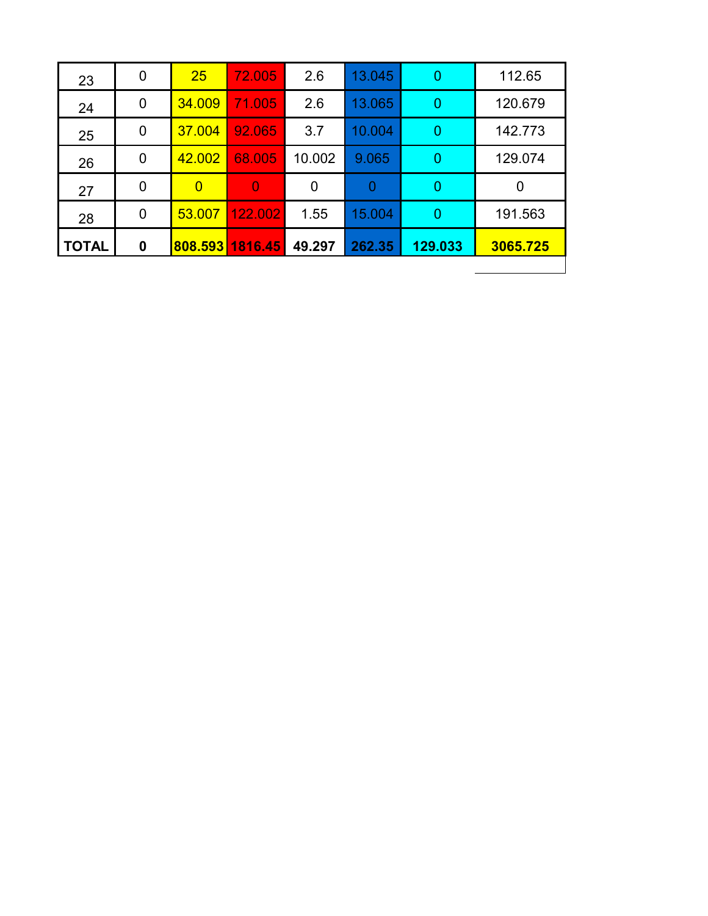| | | | | | | | |
|---|---|---|---|---|---|---|---|
| 23 | 0 | 25 | 72.005 | 2.6 | 13.045 | 0 | 112.65 |
| 24 | 0 | 34.009 | 71.005 | 2.6 | 13.065 | 0 | 120.679 |
| 25 | 0 | 37.004 | 92.065 | 3.7 | 10.004 | 0 | 142.773 |
| 26 | 0 | 42.002 | 68.005 | 10.002 | 9.065 | 0 | 129.074 |
| 27 | 0 | 0 | 0 | 0 | 0 | 0 | 0 |
| 28 | 0 | 53.007 | 122.002 | 1.55 | 15.004 | 0 | 191.563 |
| **TOTAL** | **0** | **808.593** | **1816.45** | **49.297** | **262.35** | **129.033** | **3065.725** |